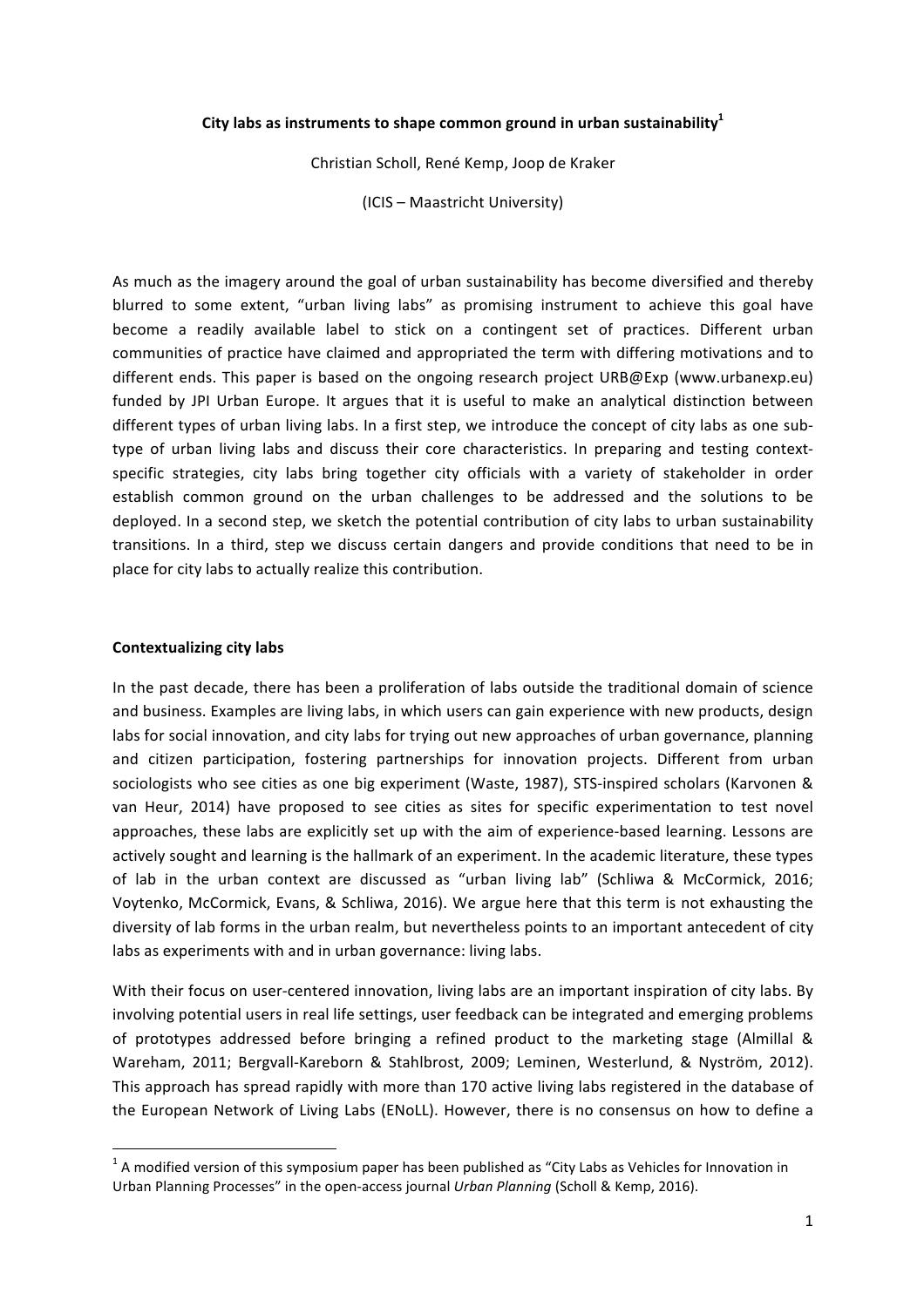**City labs as instruments to shape common ground in urban sustainability[1]**

Christian Scholl, René Kemp, Joop de Kraker

(ICIS – Maastricht University)

As much as the imagery around the goal of urban sustainability has become diversified and thereby blurred to some extent, "urban living labs" as promising instrument to achieve this goal have become a readily available label to stick on a contingent set of practices. Different urban communities of practice have claimed and appropriated the term with differing motivations and to different ends. This paper is based on the ongoing research project URB@Exp (www.urbanexp.eu) funded by JPI Urban Europe. It argues that it is useful to make an analytical distinction between different types of urban living labs. In a first step, we introduce the concept of city labs as one sub-type of urban living labs and discuss their core characteristics. In preparing and testing context-specific strategies, city labs bring together city officials with a variety of stakeholder in order establish common ground on the urban challenges to be addressed and the solutions to be deployed. In a second step, we sketch the potential contribution of city labs to urban sustainability transitions. In a third, step we discuss certain dangers and provide conditions that need to be in place for city labs to actually realize this contribution.

**Contextualizing city labs**

In the past decade, there has been a proliferation of labs outside the traditional domain of science and business. Examples are living labs, in which users can gain experience with new products, design labs for social innovation, and city labs for trying out new approaches of urban governance, planning and citizen participation, fostering partnerships for innovation projects. Different from urban sociologists who see cities as one big experiment (Waste, 1987), STS-inspired scholars (Karvonen & van Heur, 2014) have proposed to see cities as sites for specific experimentation to test novel approaches, these labs are explicitly set up with the aim of experience-based learning. Lessons are actively sought and learning is the hallmark of an experiment. In the academic literature, these types of lab in the urban context are discussed as "urban living lab" (Schliwa & McCormick, 2016; Voytenko, McCormick, Evans, & Schliwa, 2016). We argue here that this term is not exhausting the diversity of lab forms in the urban realm, but nevertheless points to an important antecedent of city labs as experiments with and in urban governance: living labs.

With their focus on user-centered innovation, living labs are an important inspiration of city labs. By involving potential users in real life settings, user feedback can be integrated and emerging problems of prototypes addressed before bringing a refined product to the marketing stage (Almillal & Wareham, 2011; Bergvall-Kareborn & Stahlbrost, 2009; Leminen, Westerlund, & Nyström, 2012). This approach has spread rapidly with more than 170 active living labs registered in the database of the European Network of Living Labs (ENoLL). However, there is no consensus on how to define a

[1] A modified version of this symposium paper has been published as "City Labs as Vehicles for Innovation in Urban Planning Processes" in the open-access journal *Urban Planning* (Scholl & Kemp, 2016).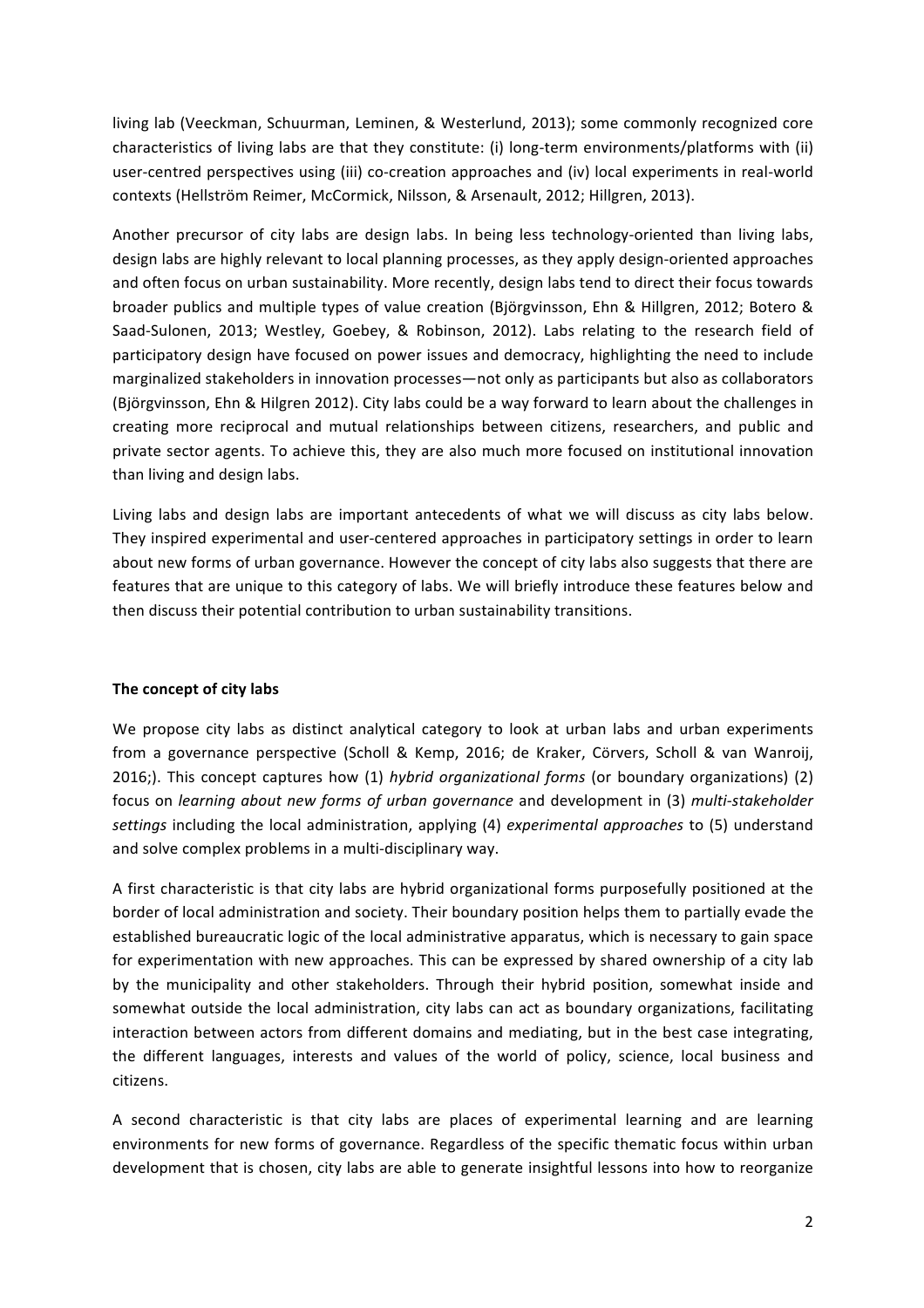living lab (Veeckman, Schuurman, Leminen, & Westerlund, 2013); some commonly recognized core characteristics of living labs are that they constitute: (i) long-term environments/platforms with (ii) user-centred perspectives using (iii) co-creation approaches and (iv) local experiments in real-world contexts (Hellström Reimer, McCormick, Nilsson, & Arsenault, 2012; Hillgren, 2013).

Another precursor of city labs are design labs. In being less technology-oriented than living labs, design labs are highly relevant to local planning processes, as they apply design-oriented approaches and often focus on urban sustainability. More recently, design labs tend to direct their focus towards broader publics and multiple types of value creation (Björgvinsson, Ehn & Hillgren, 2012; Botero & Saad-Sulonen, 2013; Westley, Goebey, & Robinson, 2012). Labs relating to the research field of participatory design have focused on power issues and democracy, highlighting the need to include marginalized stakeholders in innovation processes—not only as participants but also as collaborators (Björgvinsson, Ehn & Hilgren 2012). City labs could be a way forward to learn about the challenges in creating more reciprocal and mutual relationships between citizens, researchers, and public and private sector agents. To achieve this, they are also much more focused on institutional innovation than living and design labs.

Living labs and design labs are important antecedents of what we will discuss as city labs below. They inspired experimental and user-centered approaches in participatory settings in order to learn about new forms of urban governance. However the concept of city labs also suggests that there are features that are unique to this category of labs. We will briefly introduce these features below and then discuss their potential contribution to urban sustainability transitions.

**The concept of city labs**

We propose city labs as distinct analytical category to look at urban labs and urban experiments from a governance perspective (Scholl & Kemp, 2016; de Kraker, Cörvers, Scholl & van Wanroij, 2016;). This concept captures how (1) *hybrid organizational forms* (or boundary organizations) (2) focus on *learning about new forms of urban governance* and development in (3) *multi-stakeholder settings* including the local administration, applying (4) *experimental approaches* to (5) understand and solve complex problems in a multi-disciplinary way.

A first characteristic is that city labs are hybrid organizational forms purposefully positioned at the border of local administration and society. Their boundary position helps them to partially evade the established bureaucratic logic of the local administrative apparatus, which is necessary to gain space for experimentation with new approaches. This can be expressed by shared ownership of a city lab by the municipality and other stakeholders. Through their hybrid position, somewhat inside and somewhat outside the local administration, city labs can act as boundary organizations, facilitating interaction between actors from different domains and mediating, but in the best case integrating, the different languages, interests and values of the world of policy, science, local business and citizens.

A second characteristic is that city labs are places of experimental learning and are learning environments for new forms of governance. Regardless of the specific thematic focus within urban development that is chosen, city labs are able to generate insightful lessons into how to reorganize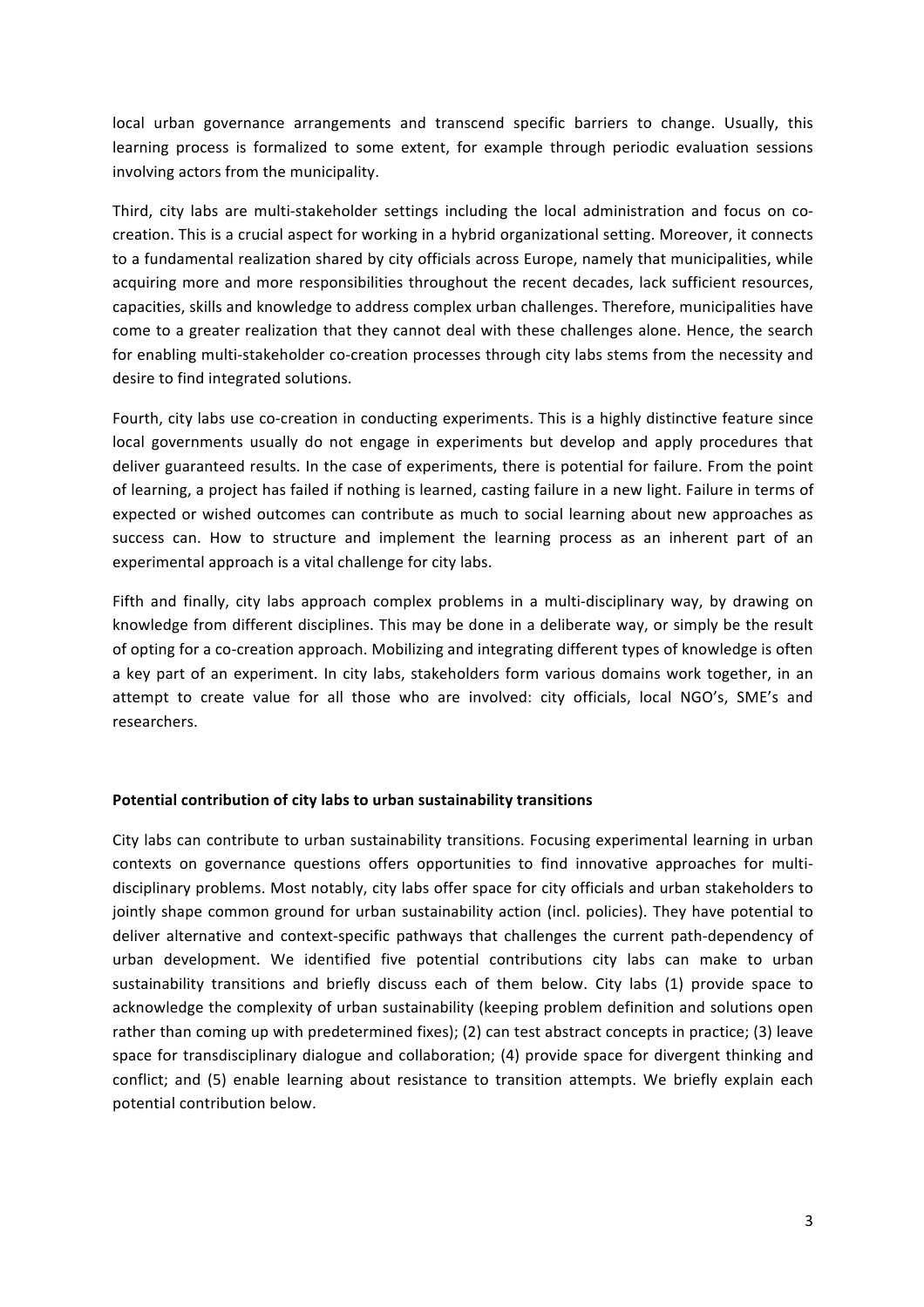local urban governance arrangements and transcend specific barriers to change. Usually, this learning process is formalized to some extent, for example through periodic evaluation sessions involving actors from the municipality.

Third, city labs are multi-stakeholder settings including the local administration and focus on co-creation. This is a crucial aspect for working in a hybrid organizational setting. Moreover, it connects to a fundamental realization shared by city officials across Europe, namely that municipalities, while acquiring more and more responsibilities throughout the recent decades, lack sufficient resources, capacities, skills and knowledge to address complex urban challenges. Therefore, municipalities have come to a greater realization that they cannot deal with these challenges alone. Hence, the search for enabling multi-stakeholder co-creation processes through city labs stems from the necessity and desire to find integrated solutions.

Fourth, city labs use co-creation in conducting experiments. This is a highly distinctive feature since local governments usually do not engage in experiments but develop and apply procedures that deliver guaranteed results. In the case of experiments, there is potential for failure. From the point of learning, a project has failed if nothing is learned, casting failure in a new light. Failure in terms of expected or wished outcomes can contribute as much to social learning about new approaches as success can. How to structure and implement the learning process as an inherent part of an experimental approach is a vital challenge for city labs.

Fifth and finally, city labs approach complex problems in a multi-disciplinary way, by drawing on knowledge from different disciplines. This may be done in a deliberate way, or simply be the result of opting for a co-creation approach. Mobilizing and integrating different types of knowledge is often a key part of an experiment. In city labs, stakeholders form various domains work together, in an attempt to create value for all those who are involved: city officials, local NGO's, SME's and researchers.

**Potential contribution of city labs to urban sustainability transitions**

City labs can contribute to urban sustainability transitions. Focusing experimental learning in urban contexts on governance questions offers opportunities to find innovative approaches for multi-disciplinary problems. Most notably, city labs offer space for city officials and urban stakeholders to jointly shape common ground for urban sustainability action (incl. policies). They have potential to deliver alternative and context-specific pathways that challenges the current path-dependency of urban development. We identified five potential contributions city labs can make to urban sustainability transitions and briefly discuss each of them below. City labs (1) provide space to acknowledge the complexity of urban sustainability (keeping problem definition and solutions open rather than coming up with predetermined fixes); (2) can test abstract concepts in practice; (3) leave space for transdisciplinary dialogue and collaboration; (4) provide space for divergent thinking and conflict; and (5) enable learning about resistance to transition attempts. We briefly explain each potential contribution below.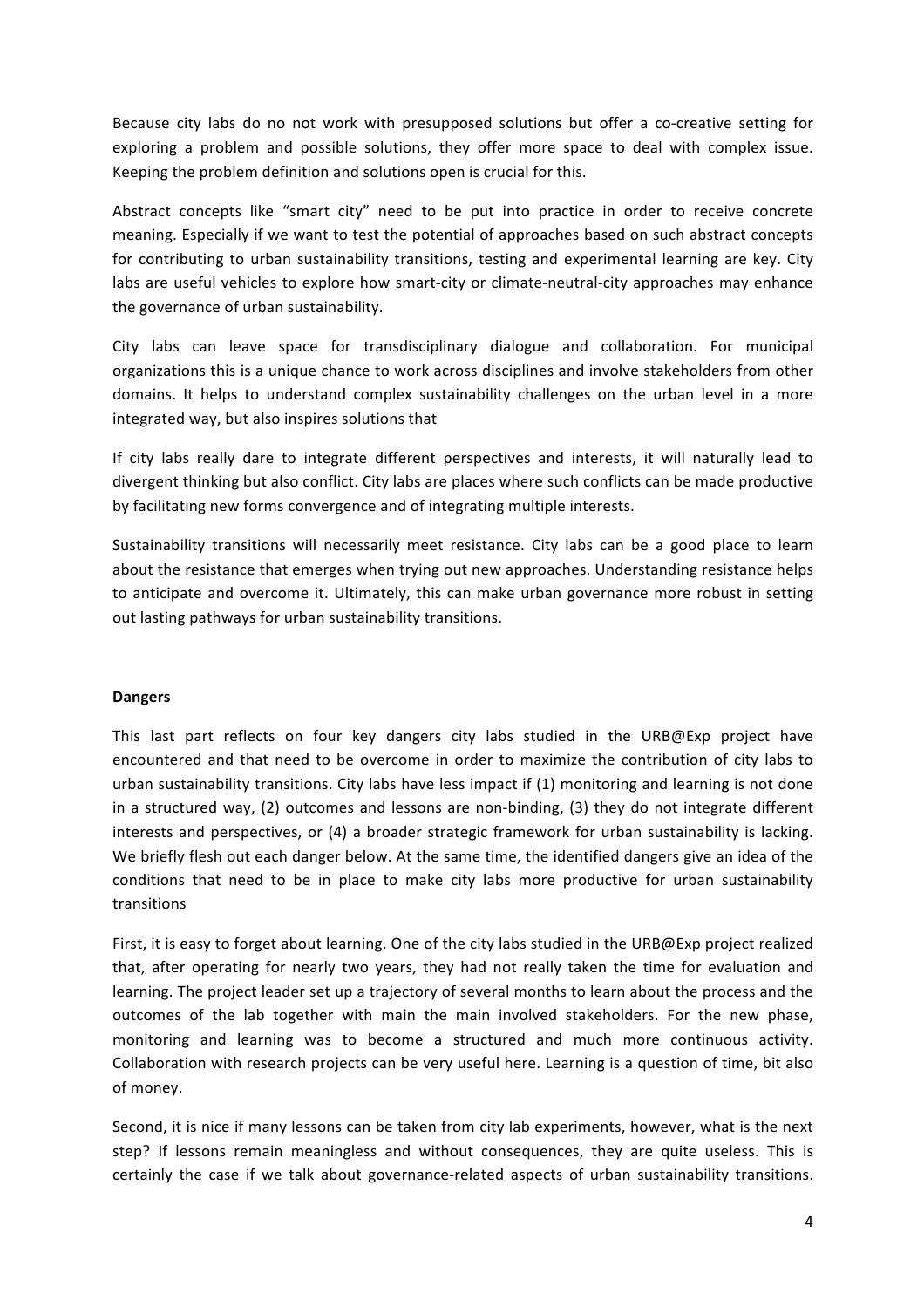Because city labs do no not work with presupposed solutions but offer a co-creative setting for exploring a problem and possible solutions, they offer more space to deal with complex issue. Keeping the problem definition and solutions open is crucial for this.

Abstract concepts like "smart city" need to be put into practice in order to receive concrete meaning. Especially if we want to test the potential of approaches based on such abstract concepts for contributing to urban sustainability transitions, testing and experimental learning are key. City labs are useful vehicles to explore how smart-city or climate-neutral-city approaches may enhance the governance of urban sustainability.

City labs can leave space for transdisciplinary dialogue and collaboration. For municipal organizations this is a unique chance to work across disciplines and involve stakeholders from other domains. It helps to understand complex sustainability challenges on the urban level in a more integrated way, but also inspires solutions that

If city labs really dare to integrate different perspectives and interests, it will naturally lead to divergent thinking but also conflict. City labs are places where such conflicts can be made productive by facilitating new forms convergence and of integrating multiple interests.

Sustainability transitions will necessarily meet resistance. City labs can be a good place to learn about the resistance that emerges when trying out new approaches. Understanding resistance helps to anticipate and overcome it. Ultimately, this can make urban governance more robust in setting out lasting pathways for urban sustainability transitions.

**Dangers**

This last part reflects on four key dangers city labs studied in the URB@Exp project have encountered and that need to be overcome in order to maximize the contribution of city labs to urban sustainability transitions. City labs have less impact if (1) monitoring and learning is not done in a structured way, (2) outcomes and lessons are non-binding, (3) they do not integrate different interests and perspectives, or (4) a broader strategic framework for urban sustainability is lacking. We briefly flesh out each danger below. At the same time, the identified dangers give an idea of the conditions that need to be in place to make city labs more productive for urban sustainability transitions

First, it is easy to forget about learning. One of the city labs studied in the URB@Exp project realized that, after operating for nearly two years, they had not really taken the time for evaluation and learning. The project leader set up a trajectory of several months to learn about the process and the outcomes of the lab together with main the main involved stakeholders. For the new phase, monitoring and learning was to become a structured and much more continuous activity. Collaboration with research projects can be very useful here. Learning is a question of time, bit also of money.

Second, it is nice if many lessons can be taken from city lab experiments, however, what is the next step? If lessons remain meaningless and without consequences, they are quite useless. This is certainly the case if we talk about governance-related aspects of urban sustainability transitions.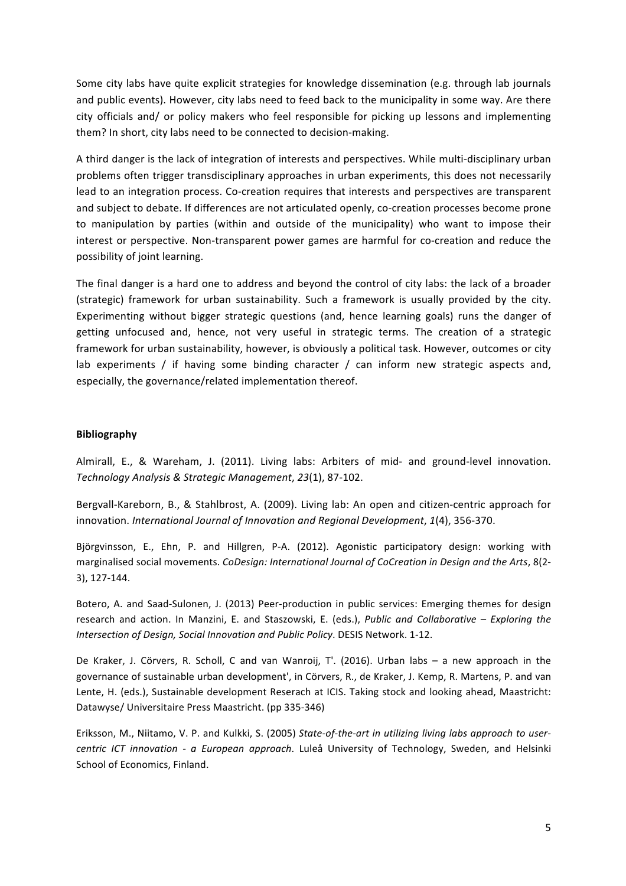Some city labs have quite explicit strategies for knowledge dissemination (e.g. through lab journals and public events). However, city labs need to feed back to the municipality in some way. Are there city officials and/ or policy makers who feel responsible for picking up lessons and implementing them? In short, city labs need to be connected to decision-making.

A third danger is the lack of integration of interests and perspectives. While multi-disciplinary urban problems often trigger transdisciplinary approaches in urban experiments, this does not necessarily lead to an integration process. Co-creation requires that interests and perspectives are transparent and subject to debate. If differences are not articulated openly, co-creation processes become prone to manipulation by parties (within and outside of the municipality) who want to impose their interest or perspective. Non-transparent power games are harmful for co-creation and reduce the possibility of joint learning.

The final danger is a hard one to address and beyond the control of city labs: the lack of a broader (strategic) framework for urban sustainability. Such a framework is usually provided by the city. Experimenting without bigger strategic questions (and, hence learning goals) runs the danger of getting unfocused and, hence, not very useful in strategic terms. The creation of a strategic framework for urban sustainability, however, is obviously a political task. However, outcomes or city lab experiments / if having some binding character / can inform new strategic aspects and, especially, the governance/related implementation thereof.

**Bibliography**

Almirall, E., & Wareham, J. (2011). Living labs: Arbiters of mid- and ground-level innovation. *Technology Analysis & Strategic Management*, *23*(1), 87-102.

Bergvall-Kareborn, B., & Stahlbrost, A. (2009). Living lab: An open and citizen-centric approach for innovation. *International Journal of Innovation and Regional Development*, *1*(4), 356-370.

Björgvinsson, E., Ehn, P. and Hillgren, P-A. (2012). Agonistic participatory design: working with marginalised social movements. *CoDesign: International Journal of CoCreation in Design and the Arts*, 8(2-3), 127-144.

Botero, A. and Saad-Sulonen, J. (2013) Peer-production in public services: Emerging themes for design research and action. In Manzini, E. and Staszowski, E. (eds.), *Public and Collaborative – Exploring the Intersection of Design, Social Innovation and Public Policy*. DESIS Network. 1-12.

De Kraker, J. Cörvers, R. Scholl, C and van Wanroij, T'. (2016). Urban labs – a new approach in the governance of sustainable urban development', in Cörvers, R., de Kraker, J. Kemp, R. Martens, P. and van Lente, H. (eds.), Sustainable development Reserach at ICIS. Taking stock and looking ahead, Maastricht: Datawyse/ Universitaire Press Maastricht. (pp 335-346)

Eriksson, M., Niitamo, V. P. and Kulkki, S. (2005) *State-of-the-art in utilizing living labs approach to user-centric ICT innovation - a European approach*. Luleå University of Technology, Sweden, and Helsinki School of Economics, Finland.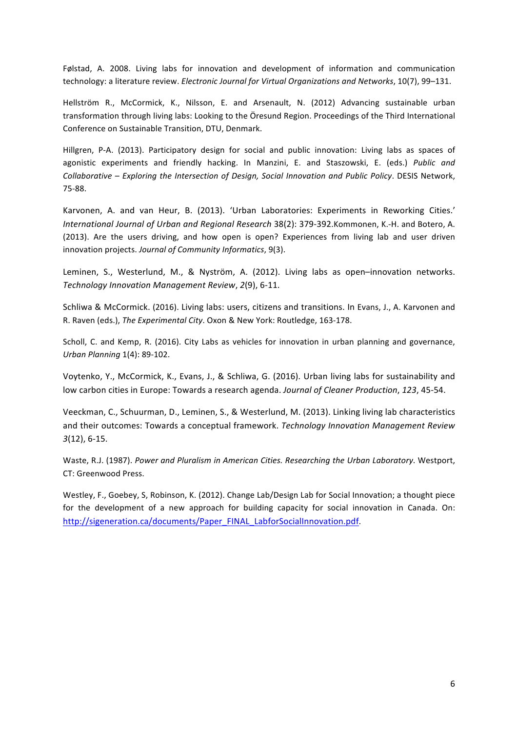Følstad, A. 2008. Living labs for innovation and development of information and communication technology: a literature review. *Electronic Journal for Virtual Organizations and Networks*, 10(7), 99–131.

Hellström R., McCormick, K., Nilsson, E. and Arsenault, N. (2012) Advancing sustainable urban transformation through living labs: Looking to the Öresund Region. Proceedings of the Third International Conference on Sustainable Transition, DTU, Denmark.

Hillgren, P-A. (2013). Participatory design for social and public innovation: Living labs as spaces of agonistic experiments and friendly hacking. In Manzini, E. and Staszowski, E. (eds.) *Public and Collaborative – Exploring the Intersection of Design, Social Innovation and Public Policy*. DESIS Network, 75-88.

Karvonen, A. and van Heur, B. (2013). 'Urban Laboratories: Experiments in Reworking Cities.' *International Journal of Urban and Regional Research* 38(2): 379-392.Kommonen, K.-H. and Botero, A. (2013). Are the users driving, and how open is open? Experiences from living lab and user driven innovation projects. *Journal of Community Informatics*, 9(3).

Leminen, S., Westerlund, M., & Nyström, A. (2012). Living labs as open–innovation networks. *Technology Innovation Management Review*, *2*(9), 6-11.

Schliwa & McCormick. (2016). Living labs: users, citizens and transitions. In Evans, J., A. Karvonen and R. Raven (eds.), *The Experimental City*. Oxon & New York: Routledge, 163-178.

Scholl, C. and Kemp, R. (2016). City Labs as vehicles for innovation in urban planning and governance, *Urban Planning* 1(4): 89-102.

Voytenko, Y., McCormick, K., Evans, J., & Schliwa, G. (2016). Urban living labs for sustainability and low carbon cities in Europe: Towards a research agenda. *Journal of Cleaner Production*, *123*, 45-54.

Veeckman, C., Schuurman, D., Leminen, S., & Westerlund, M. (2013). Linking living lab characteristics and their outcomes: Towards a conceptual framework. *Technology Innovation Management Review* *3*(12), 6-15.

Waste, R.J. (1987). *Power and Pluralism in American Cities. Researching the Urban Laboratory*. Westport, CT: Greenwood Press.

Westley, F., Goebey, S, Robinson, K. (2012). Change Lab/Design Lab for Social Innovation; a thought piece for the development of a new approach for building capacity for social innovation in Canada. On: http://sigeneration.ca/documents/Paper_FINAL_LabforSocialInnovation.pdf.